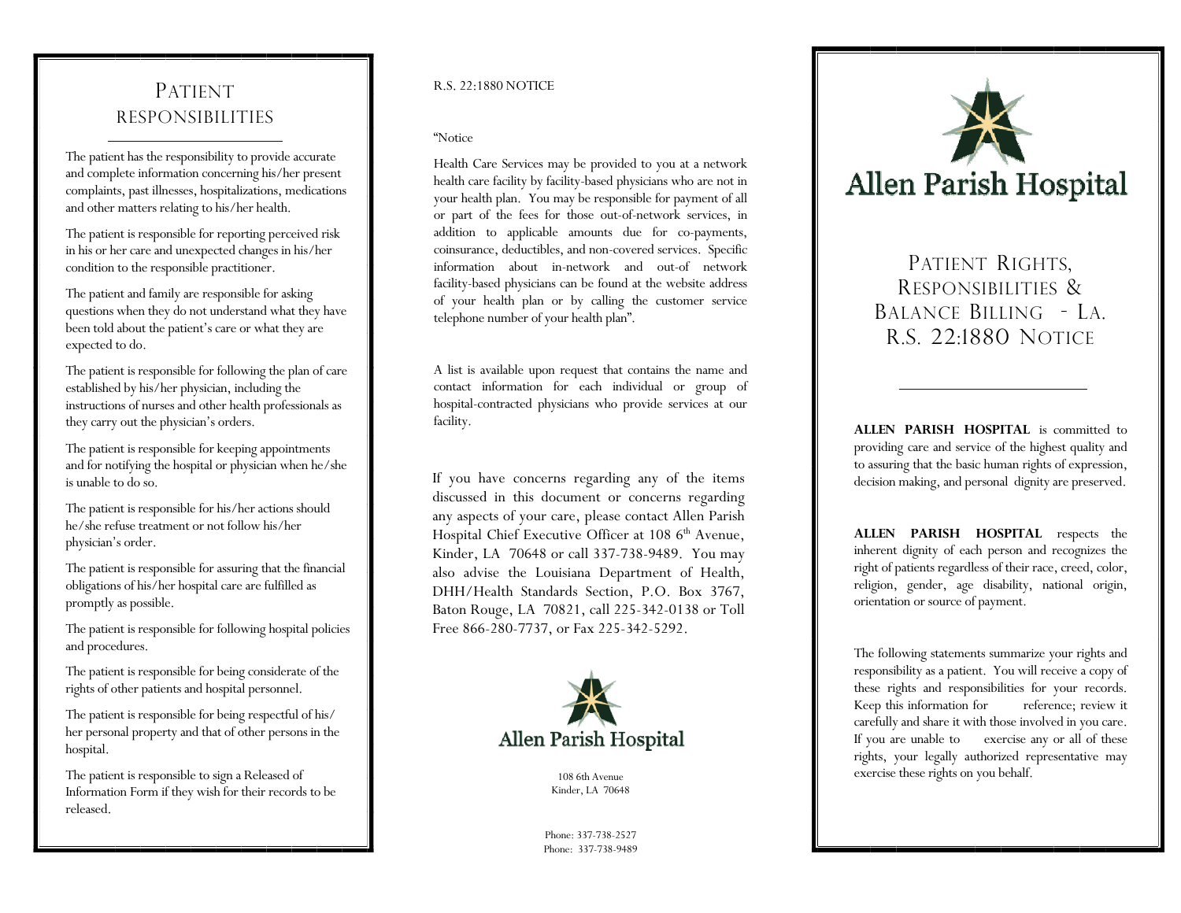# Patient Responsibilities

The patient has the responsibility to provide accurate and complete information concerning his/her present complaints, past illnesses, hospitalizations, medications and other matters relating to his/her health.

The patient is responsible for reporting perceived risk in his or her care and unexpected changes in his/her condition to the responsible practitioner.

The patient and family are responsible for asking questions when they do not understand what they have been told about the patient's care or what they are expected to do.

The patient is responsible for following the plan of care established by his/her physician, including the instructions of nurses and other health professionals as they carry out the physician's orders.

The patient is responsible for keeping appointments and for notifying the hospital or physician when he/she is unable to do so.

The patient is responsible for his/her actions should he/she refuse treatment or not follow his/her physician's order.

The patient is responsible for assuring that the financial obligations of his/her hospital care are fulfilled as promptly as possible.

The patient is responsible for following hospital policies and procedures.

The patient is responsible for being considerate of the rights of other patients and hospital personnel.

The patient is responsible for being respectful of his/her personal property and that of other persons in the hospital.

The patient is responsible to sign a Released of Information Form if they wish for their records to be released.

R.S. 22:1880 NOTICE

"Notice

Health Care Services may be provided to you at a network health care facility by facility-based physicians who are not in your health plan. You may be responsible for payment of all or part of the fees for those out-of-network services, in addition to applicable amounts due for co-payments, coinsurance, deductibles, and non-covered services. Specific information about in-network and out-of network facility-based physicians can be found at the website address of your health plan or by calling the customer service telephone number of your health plan".

A list is available upon request that contains the name and contact information for each individual or group of hospital-contracted physicians who provide services at our facility.

If you have concerns regarding any of the items discussed in this document or concerns regarding any aspects of your care, please contact Allen Parish Hospital Chief Executive Officer at 108 6th Avenue, Kinder, LA 70648 or call 337-738-9489. You may also advise the Louisiana Department of Health, DHH/Health Standards Section, P.O. Box 3767, Baton Rouge, LA 70821, call 225-342-0138 or Toll Free 866-280-7737, or Fax 225-342-5292.

Allen Parish Hospital

108 6th Avenue
Kinder, LA 70648

Phone: 337-738-2527
Phone: 337-738-9489

Allen Parish Hospital

# Patient Rights, Responsibilities & Balance Billing - La. R.S. 22:1880 Notice

**ALLEN PARISH HOSPITAL** is committed to providing care and service of the highest quality and to assuring that the basic human rights of expression, decision making, and personal dignity are preserved.

**ALLEN PARISH HOSPITAL** respects the inherent dignity of each person and recognizes the right of patients regardless of their race, creed, color, religion, gender, age disability, national origin, orientation or source of payment.

The following statements summarize your rights and responsibility as a patient. You will receive a copy of these rights and responsibilities for your records. Keep this information for reference; review it carefully and share it with those involved in you care. If you are unable to exercise any or all of these rights, your legally authorized representative may exercise these rights on you behalf.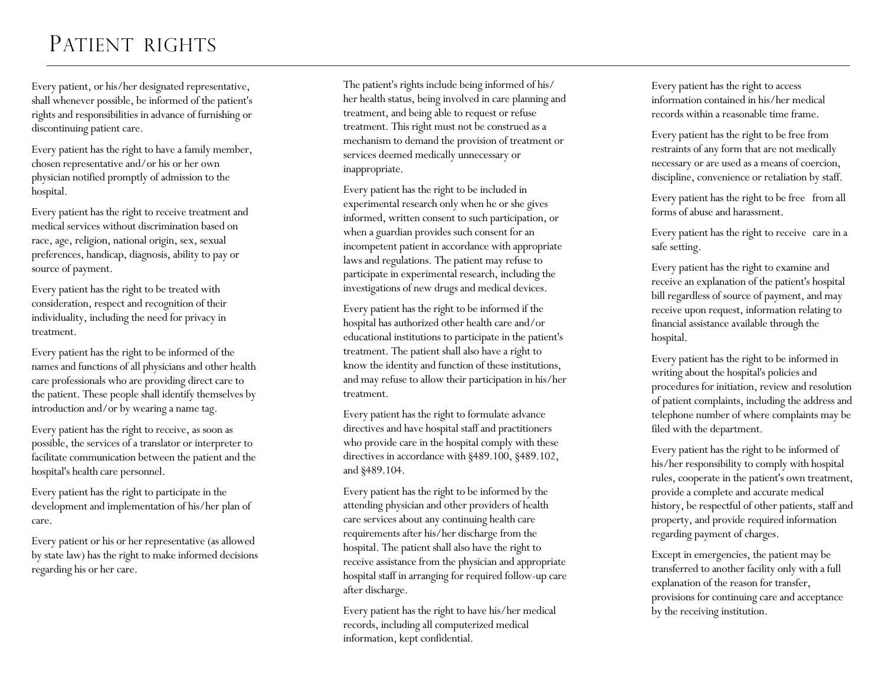# Patient rights

Every patient, or his/her designated representative, shall whenever possible, be informed of the patient's rights and responsibilities in advance of furnishing or discontinuing patient care.

Every patient has the right to have a family member, chosen representative and/or his or her own physician notified promptly of admission to the hospital.

Every patient has the right to receive treatment and medical services without discrimination based on race, age, religion, national origin, sex, sexual preferences, handicap, diagnosis, ability to pay or source of payment.

Every patient has the right to be treated with consideration, respect and recognition of their individuality, including the need for privacy in treatment.

Every patient has the right to be informed of the names and functions of all physicians and other health care professionals who are providing direct care to the patient. These people shall identify themselves by introduction and/or by wearing a name tag.

Every patient has the right to receive, as soon as possible, the services of a translator or interpreter to facilitate communication between the patient and the hospital's health care personnel.

Every patient has the right to participate in the development and implementation of his/her plan of care.

Every patient or his or her representative (as allowed by state law) has the right to make informed decisions regarding his or her care.

The patient's rights include being informed of his/her health status, being involved in care planning and treatment, and being able to request or refuse treatment. This right must not be construed as a mechanism to demand the provision of treatment or services deemed medically unnecessary or inappropriate.

Every patient has the right to be included in experimental research only when he or she gives informed, written consent to such participation, or when a guardian provides such consent for an incompetent patient in accordance with appropriate laws and regulations. The patient may refuse to participate in experimental research, including the investigations of new drugs and medical devices.

Every patient has the right to be informed if the hospital has authorized other health care and/or educational institutions to participate in the patient's treatment. The patient shall also have a right to know the identity and function of these institutions, and may refuse to allow their participation in his/her treatment.

Every patient has the right to formulate advance directives and have hospital staff and practitioners who provide care in the hospital comply with these directives in accordance with §489.100, §489.102, and §489.104.

Every patient has the right to be informed by the attending physician and other providers of health care services about any continuing health care requirements after his/her discharge from the hospital. The patient shall also have the right to receive assistance from the physician and appropriate hospital staff in arranging for required follow-up care after discharge.

Every patient has the right to have his/her medical records, including all computerized medical information, kept confidential.

Every patient has the right to access information contained in his/her medical records within a reasonable time frame.

Every patient has the right to be free from restraints of any form that are not medically necessary or are used as a means of coercion, discipline, convenience or retaliation by staff.

Every patient has the right to be free from all forms of abuse and harassment.

Every patient has the right to receive care in a safe setting.

Every patient has the right to examine and receive an explanation of the patient's hospital bill regardless of source of payment, and may receive upon request, information relating to financial assistance available through the hospital.

Every patient has the right to be informed in writing about the hospital's policies and procedures for initiation, review and resolution of patient complaints, including the address and telephone number of where complaints may be filed with the department.

Every patient has the right to be informed of his/her responsibility to comply with hospital rules, cooperate in the patient's own treatment, provide a complete and accurate medical history, be respectful of other patients, staff and property, and provide required information regarding payment of charges.

Except in emergencies, the patient may be transferred to another facility only with a full explanation of the reason for transfer, provisions for continuing care and acceptance by the receiving institution.